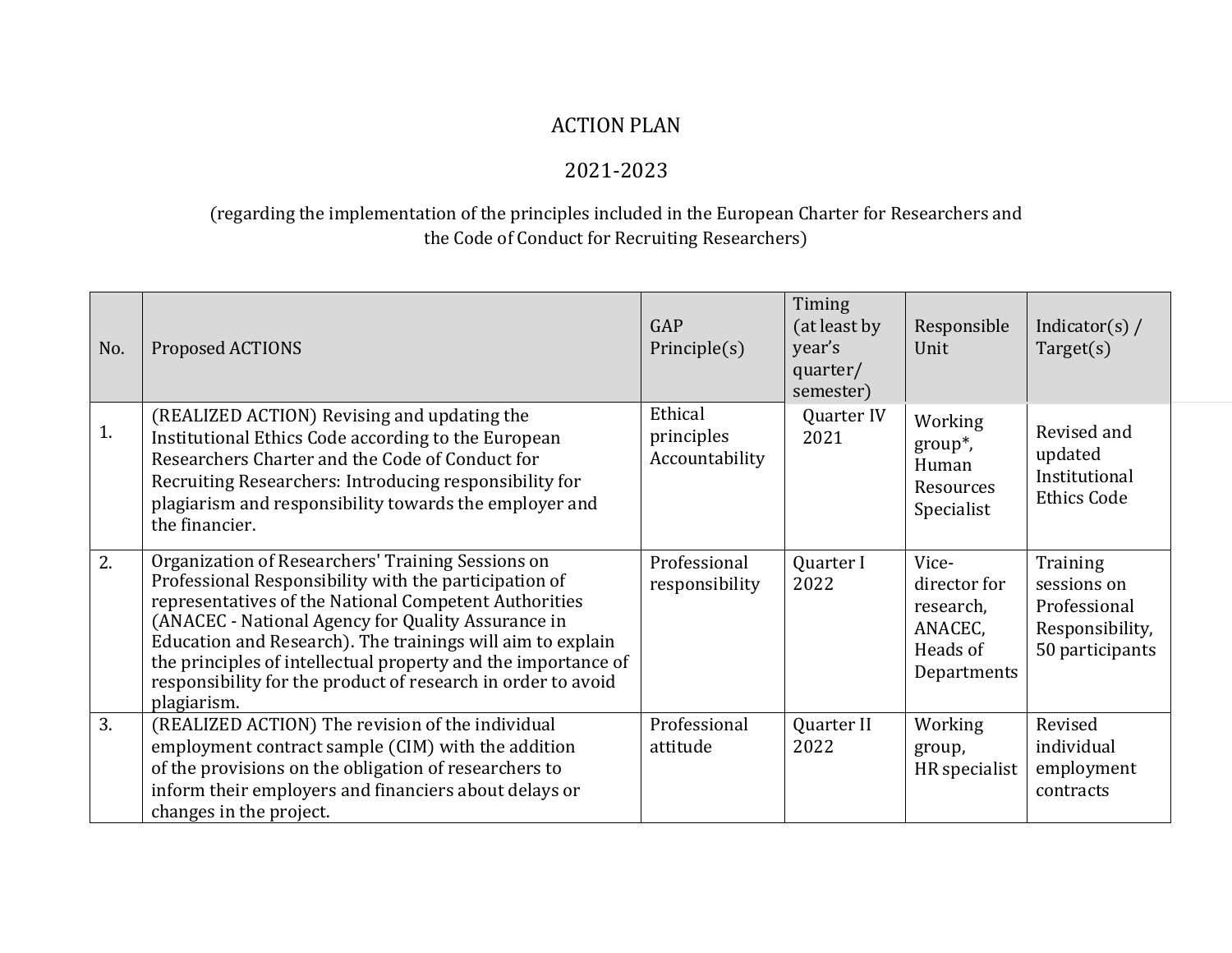# ACTION PLAN

## 2021-2023

(regarding the implementation of the principles included in the European Charter for Researchers and the Code of Conduct for Recruiting Researchers)

| No. | Proposed ACTIONS | GAP Principle(s) | Timing (at least by year's quarter/ semester) | Responsible Unit | Indicator(s) / Target(s) |
|---|---|---|---|---|---|
| 1. | (REALIZED ACTION) Revising and updating the Institutional Ethics Code according to the European Researchers Charter and the Code of Conduct for Recruiting Researchers: Introducing responsibility for plagiarism and responsibility towards the employer and the financier. | Ethical principles Accountability | Quarter IV 2021 | Working group*, Human Resources Specialist | Revised and updated Institutional Ethics Code |
| 2. | Organization of Researchers' Training Sessions on Professional Responsibility with the participation of representatives of the National Competent Authorities (ANACEC - National Agency for Quality Assurance in Education and Research). The trainings will aim to explain the principles of intellectual property and the importance of responsibility for the product of research in order to avoid plagiarism. | Professional responsibility | Quarter I 2022 | Vice-director for research, ANACEC, Heads of Departments | Training sessions on Professional Responsibility, 50 participants |
| 3. | (REALIZED ACTION) The revision of the individual employment contract sample (CIM) with the addition of the provisions on the obligation of researchers to inform their employers and financiers about delays or changes in the project. | Professional attitude | Quarter II 2022 | Working group, HR specialist | Revised individual employment contracts |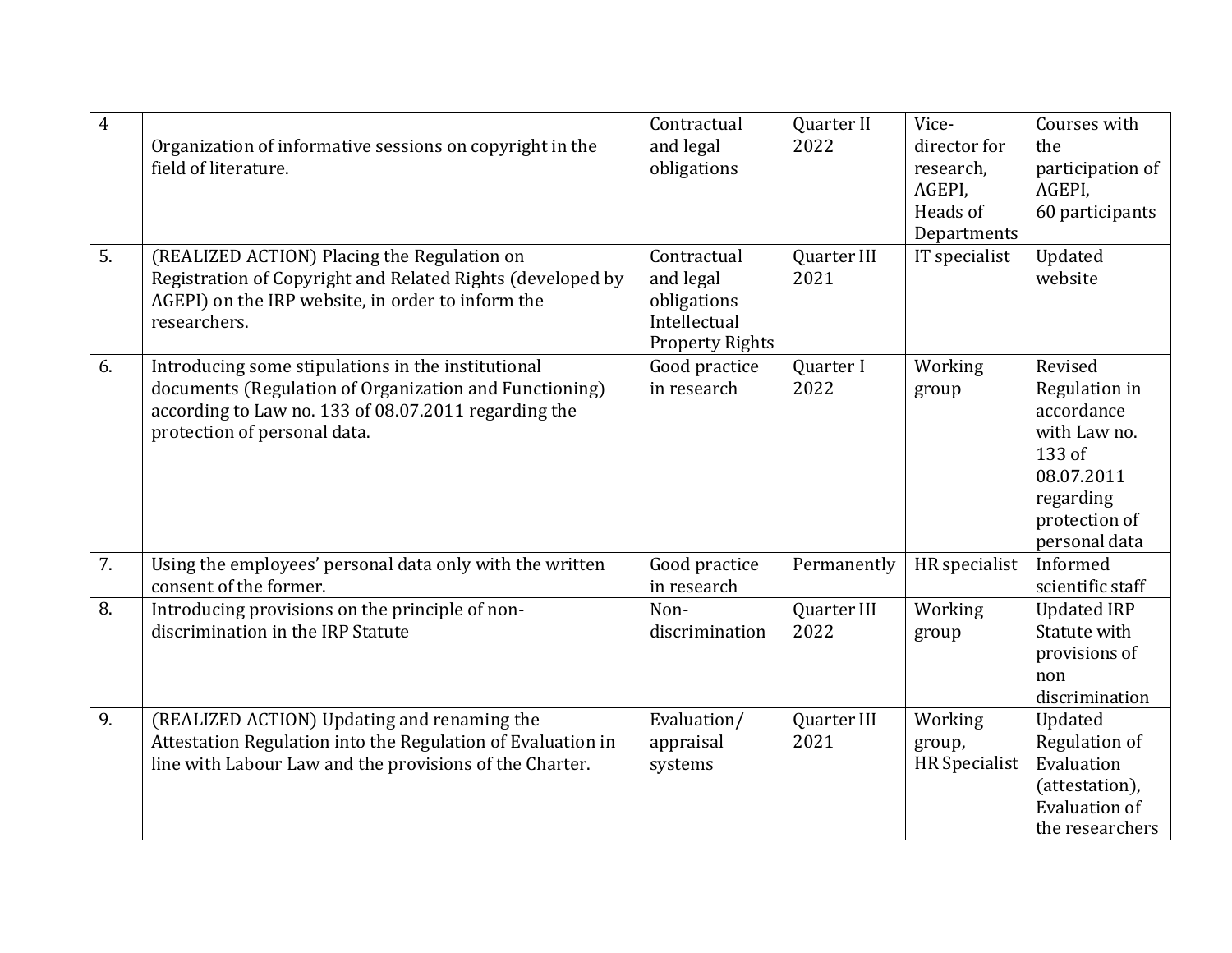| 4 | Organization of informative sessions on copyright in the field of literature. | Contractual and legal obligations | Quarter II 2022 | Vice-director for research, AGEPI, Heads of Departments | Courses with the participation of AGEPI, 60 participants |
|---|---|---|---|---|---|
| 5. | (REALIZED ACTION) Placing the Regulation on Registration of Copyright and Related Rights (developed by AGEPI) on the IRP website, in order to inform the researchers. | Contractual and legal obligations Intellectual Property Rights | Quarter III 2021 | IT specialist | Updated website |
| 6. | Introducing some stipulations in the institutional documents (Regulation of Organization and Functioning) according to Law no. 133 of 08.07.2011 regarding the protection of personal data. | Good practice in research | Quarter I 2022 | Working group | Revised Regulation in accordance with Law no. 133 of 08.07.2011 regarding protection of personal data |
| 7. | Using the employees' personal data only with the written consent of the former. | Good practice in research | Permanently | HR specialist | Informed scientific staff |
| 8. | Introducing provisions on the principle of non-discrimination in the IRP Statute | Non-discrimination | Quarter III 2022 | Working group | Updated IRP Statute with provisions of non discrimination |
| 9. | (REALIZED ACTION) Updating and renaming the Attestation Regulation into the Regulation of Evaluation in line with Labour Law and the provisions of the Charter. | Evaluation/ appraisal systems | Quarter III 2021 | Working group, HR Specialist | Updated Regulation of Evaluation (attestation), Evaluation of the researchers |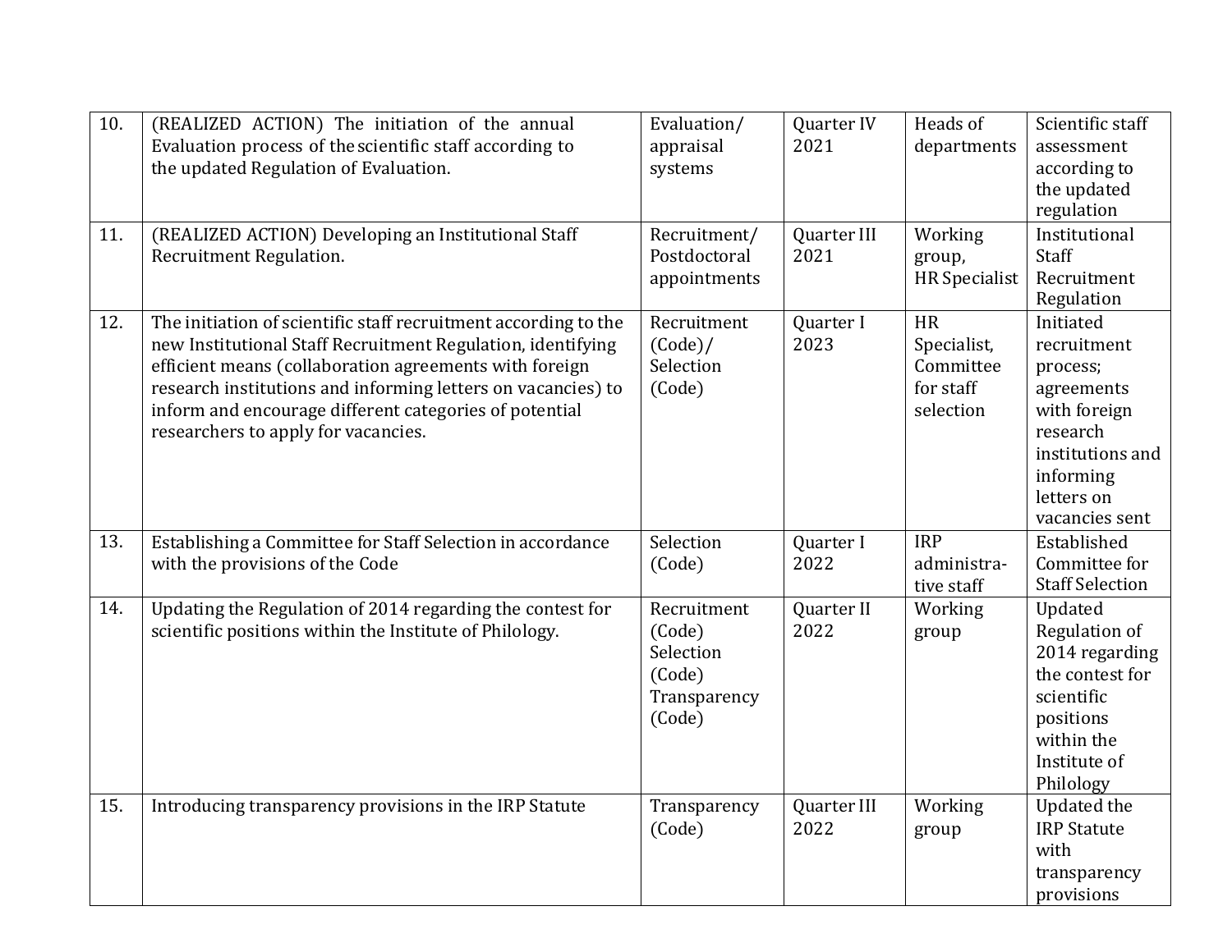| 10. | (REALIZED ACTION) The initiation of the annual Evaluation process of the scientific staff according to the updated Regulation of Evaluation. | Evaluation/ appraisal systems | Quarter IV 2021 | Heads of departments | Scientific staff assessment according to the updated regulation |
|---|---|---|---|---|---|
| 11. | (REALIZED ACTION) Developing an Institutional Staff Recruitment Regulation. | Recruitment/ Postdoctoral appointments | Quarter III 2021 | Working group, HR Specialist | Institutional Staff Recruitment Regulation |
| 12. | The initiation of scientific staff recruitment according to the new Institutional Staff Recruitment Regulation, identifying efficient means (collaboration agreements with foreign research institutions and informing letters on vacancies) to inform and encourage different categories of potential researchers to apply for vacancies. | Recruitment (Code)/ Selection (Code) | Quarter I 2023 | HR Specialist, Committee for staff selection | Initiated recruitment process; agreements with foreign research institutions and informing letters on vacancies sent |
| 13. | Establishing a Committee for Staff Selection in accordance with the provisions of the Code | Selection (Code) | Quarter I 2022 | IRP administrative staff | Established Committee for Staff Selection |
| 14. | Updating the Regulation of 2014 regarding the contest for scientific positions within the Institute of Philology. | Recruitment (Code) Selection (Code) Transparency (Code) | Quarter II 2022 | Working group | Updated Regulation of 2014 regarding the contest for scientific positions within the Institute of Philology |
| 15. | Introducing transparency provisions in the IRP Statute | Transparency (Code) | Quarter III 2022 | Working group | Updated the IRP Statute with transparency provisions |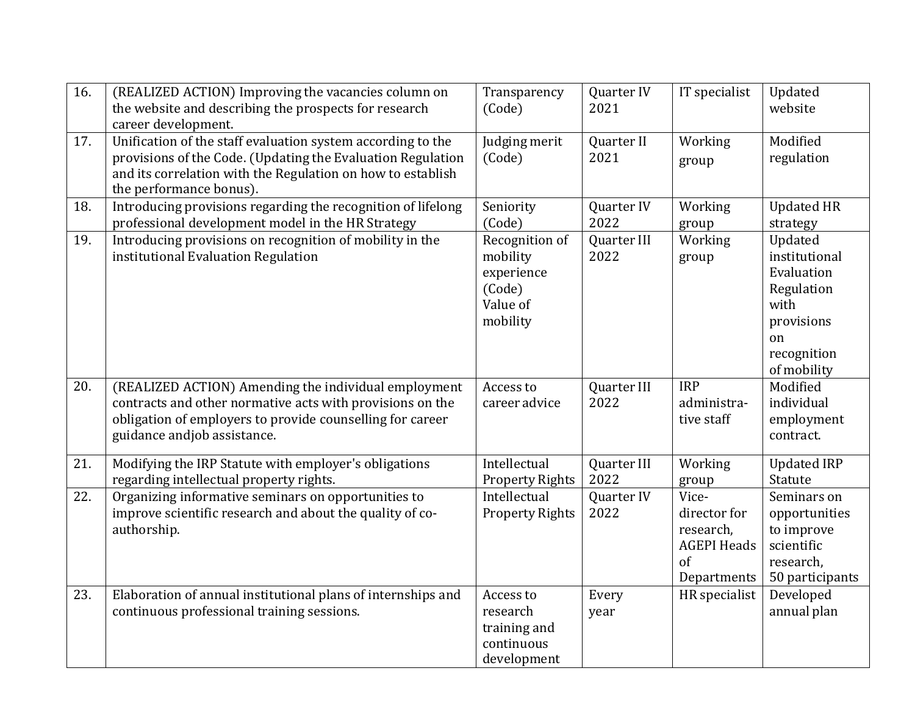| 16. | (REALIZED ACTION) Improving the vacancies column on the website and describing the prospects for research career development. | Transparency (Code) | Quarter IV 2021 | IT specialist | Updated website |
|---|---|---|---|---|---|
| 17. | Unification of the staff evaluation system according to the provisions of the Code. (Updating the Evaluation Regulation and its correlation with the Regulation on how to establish the performance bonus). | Judging merit (Code) | Quarter II 2021 | Working group | Modified regulation |
| 18. | Introducing provisions regarding the recognition of lifelong professional development model in the HR Strategy | Seniority (Code) | Quarter IV 2022 | Working group | Updated HR strategy |
| 19. | Introducing provisions on recognition of mobility in the institutional Evaluation Regulation | Recognition of mobility experience (Code) Value of mobility | Quarter III 2022 | Working group | Updated institutional Evaluation Regulation with provisions on recognition of mobility |
| 20. | (REALIZED ACTION) Amending the individual employment contracts and other normative acts with provisions on the obligation of employers to provide counselling for career guidance andjob assistance. | Access to career advice | Quarter III 2022 | IRP administra-tive staff | Modified individual employment contract. |
| 21. | Modifying the IRP Statute with employer's obligations regarding intellectual property rights. | Intellectual Property Rights | Quarter III 2022 | Working group | Updated IRP Statute |
| 22. | Organizing informative seminars on opportunities to improve scientific research and about the quality of co-authorship. | Intellectual Property Rights | Quarter IV 2022 | Vice-director for research, AGEPI Heads of Departments | Seminars on opportunities to improve scientific research, 50 participants |
| 23. | Elaboration of annual institutional plans of internships and continuous professional training sessions. | Access to research training and continuous development | Every year | HR specialist | Developed annual plan |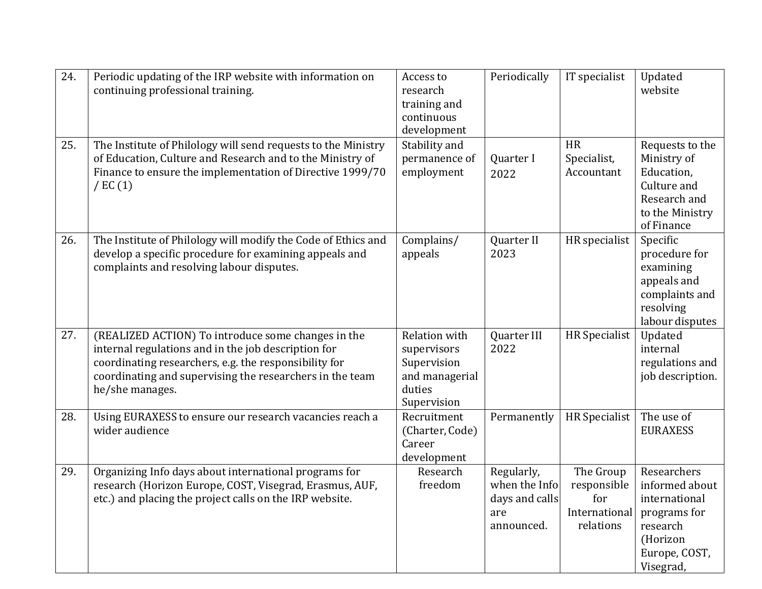| | | | | | |
|---|---|---|---|---|---|
| 24. | Periodic updating of the IRP website with information on continuing professional training. | Access to research training and continuous development | Periodically | IT specialist | Updated website |
| 25. | The Institute of Philology will send requests to the Ministry of Education, Culture and Research and to the Ministry of Finance to ensure the implementation of Directive 1999/70 / EC (1) | Stability and permanence of employment | Quarter I 2022 | HR Specialist, Accountant | Requests to the Ministry of Education, Culture and Research and to the Ministry of Finance |
| 26. | The Institute of Philology will modify the Code of Ethics and develop a specific procedure for examining appeals and complaints and resolving labour disputes. | Complains/ appeals | Quarter II 2023 | HR specialist | Specific procedure for examining appeals and complaints and resolving labour disputes |
| 27. | (REALIZED ACTION) To introduce some changes in the internal regulations and in the job description for coordinating researchers, e.g. the responsibility for coordinating and supervising the researchers in the team he/she manages. | Relation with supervisors Supervision and managerial duties Supervision | Quarter III 2022 | HR Specialist | Updated internal regulations and job description. |
| 28. | Using EURAXESS to ensure our research vacancies reach a wider audience | Recruitment (Charter, Code) Career development | Permanently | HR Specialist | The use of EURAXESS |
| 29. | Organizing Info days about international programs for research (Horizon Europe, COST, Visegrad, Erasmus, AUF, etc.) and placing the project calls on the IRP website. | Research freedom | Regularly, when the Info days and calls are announced. | The Group responsible for International relations | Researchers informed about international programs for research (Horizon Europe, COST, Visegrad, |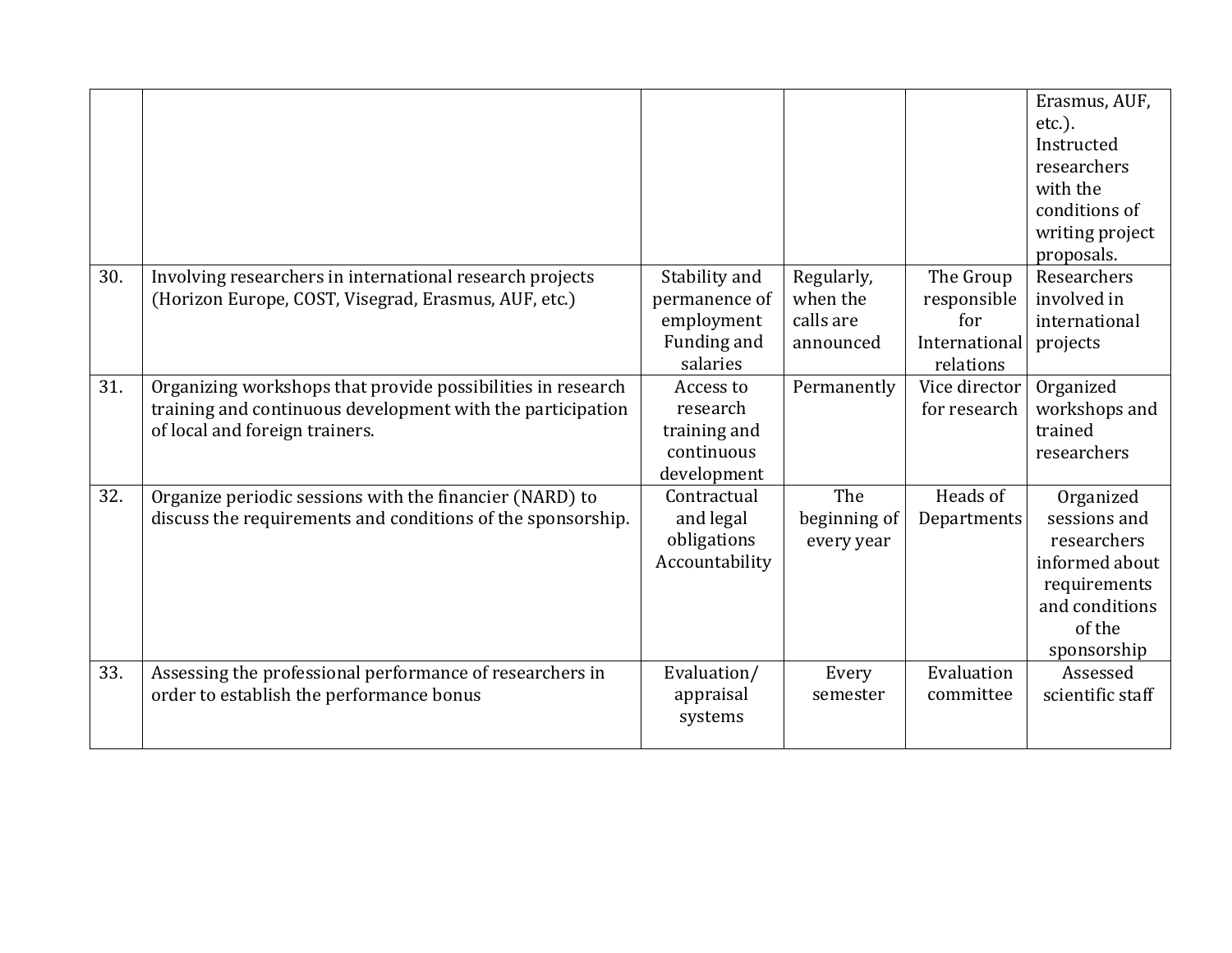| | | | | | |
|---|---|---|---|---|---|
| | | | | | Erasmus, AUF, etc.). Instructed researchers with the conditions of writing project proposals. |
| 30. | Involving researchers in international research projects (Horizon Europe, COST, Visegrad, Erasmus, AUF, etc.) | Stability and permanence of employment Funding and salaries | Regularly, when the calls are announced | The Group responsible for International relations | Researchers involved in international projects |
| 31. | Organizing workshops that provide possibilities in research training and continuous development with the participation of local and foreign trainers. | Access to research training and continuous development | Permanently | Vice director for research | Organized workshops and trained researchers |
| 32. | Organize periodic sessions with the financier (NARD) to discuss the requirements and conditions of the sponsorship. | Contractual and legal obligations Accountability | The beginning of every year | Heads of Departments | Organized sessions and researchers informed about requirements and conditions of the sponsorship |
| 33. | Assessing the professional performance of researchers in order to establish the performance bonus | Evaluation/ appraisal systems | Every semester | Evaluation committee | Assessed scientific staff |